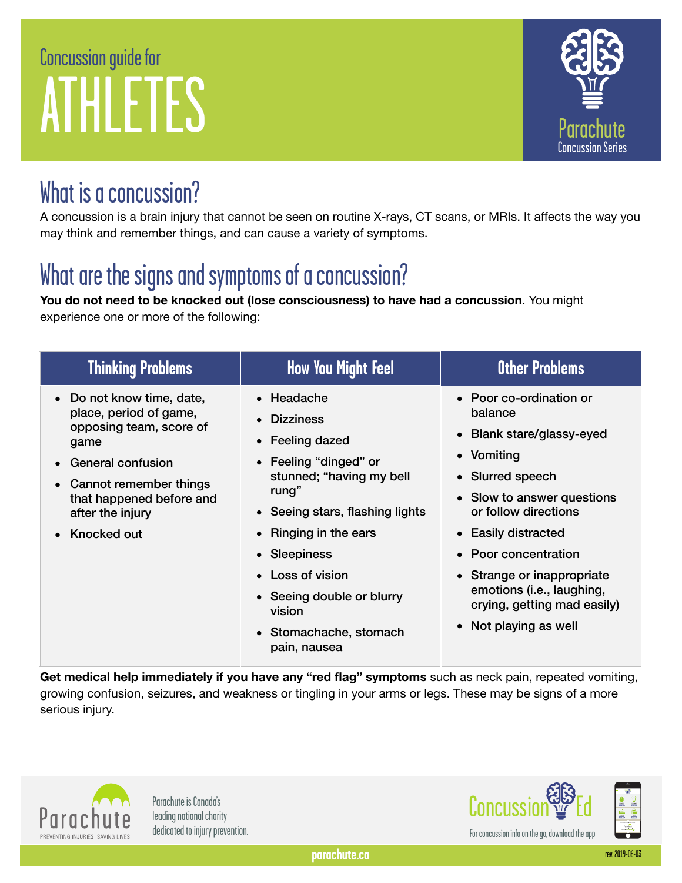# Concussion guide for ATHLETES

Parachute Concussion Series

## What is a concussion?

A concussion is a brain injury that cannot be seen on routine X-rays, CT scans, or MRIs. It affects the way you may think and remember things, and can cause a variety of symptoms.

## What are the signs and symptoms of a concussion?

**You do not need to be knocked out (lose consciousness) to have had a concussion**. You might experience one or more of the following:

| Thinking Problems | How You Might Feel | Other Problems |
|---|---|---|
| • Do not know time, date, place, period of game, opposing team, score of game<br>• General confusion<br>• Cannot remember things that happened before and after the injury<br>• Knocked out | • Headache<br>• Dizziness<br>• Feeling dazed<br>• Feeling “dinged” or stunned; “having my bell rung”<br>• Seeing stars, flashing lights<br>• Ringing in the ears<br>• Sleepiness<br>• Loss of vision<br>• Seeing double or blurry vision<br>• Stomachache, stomach pain, nausea | • Poor co-ordination or balance<br>• Blank stare/glassy-eyed<br>• Vomiting<br>• Slurred speech<br>• Slow to answer questions or follow directions<br>• Easily distracted<br>• Poor concentration<br>• Strange or inappropriate emotions (i.e., laughing, crying, getting mad easily)<br>• Not playing as well |

**Get medical help immediately if you have any “red flag” symptoms** such as neck pain, repeated vomiting, growing confusion, seizures, and weakness or tingling in your arms or legs. These may be signs of a more serious injury.

Parachute — PREVENTING INJURIES. SAVING LIVES.

Parachute is Canada's leading national charity dedicated to injury prevention.

Concussion Ed — For concussion info on the go, download the app

parachute.ca

rev. 2019-06-03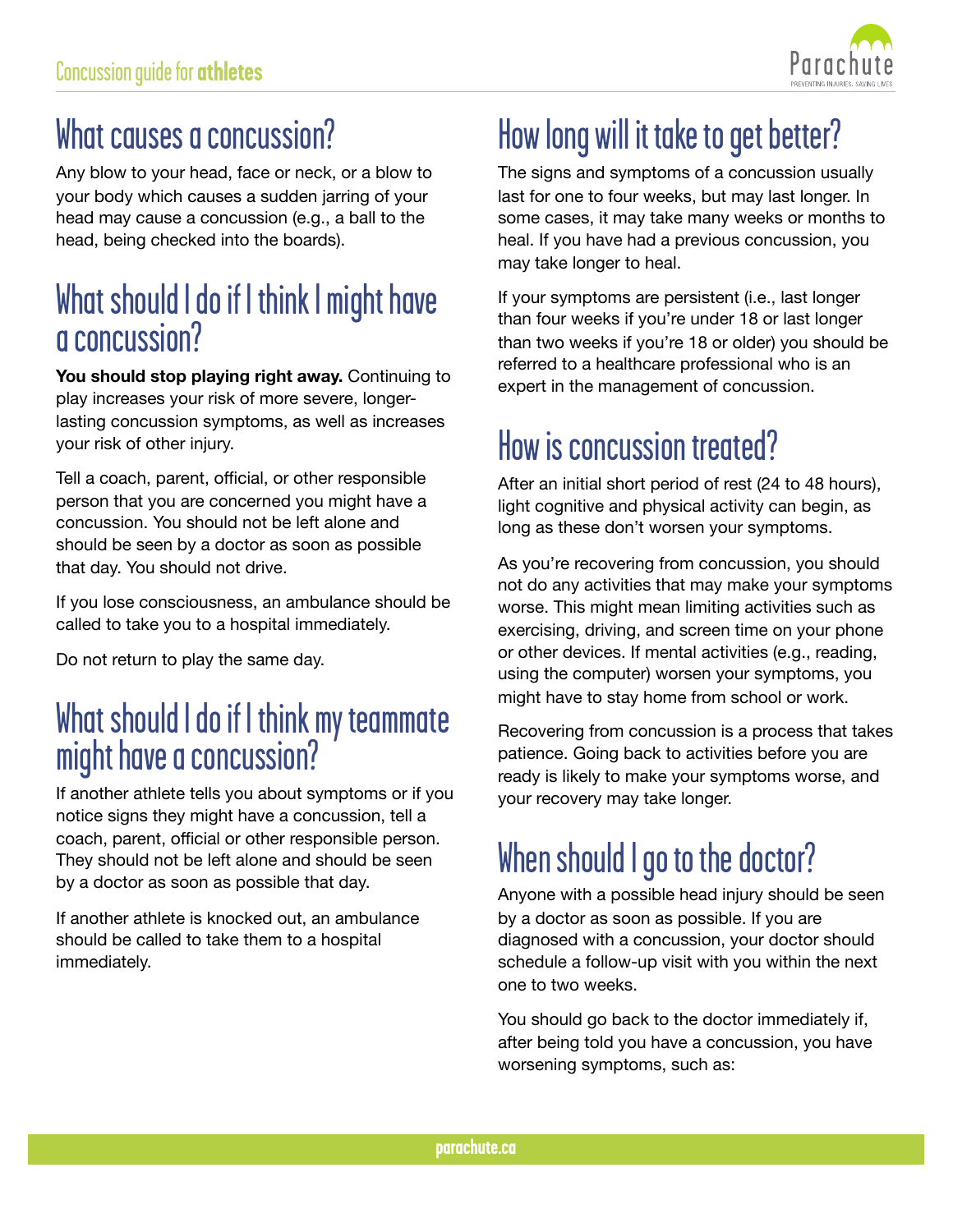## What causes a concussion?

Any blow to your head, face or neck, or a blow to your body which causes a sudden jarring of your head may cause a concussion (e.g., a ball to the head, being checked into the boards).

## What should I do if I think I might have a concussion?

**You should stop playing right away.** Continuing to play increases your risk of more severe, longer-lasting concussion symptoms, as well as increases your risk of other injury.

Tell a coach, parent, official, or other responsible person that you are concerned you might have a concussion. You should not be left alone and should be seen by a doctor as soon as possible that day. You should not drive.

If you lose consciousness, an ambulance should be called to take you to a hospital immediately.

Do not return to play the same day.

## What should I do if I think my teammate might have a concussion?

If another athlete tells you about symptoms or if you notice signs they might have a concussion, tell a coach, parent, official or other responsible person. They should not be left alone and should be seen by a doctor as soon as possible that day.

If another athlete is knocked out, an ambulance should be called to take them to a hospital immediately.

## How long will it take to get better?

The signs and symptoms of a concussion usually last for one to four weeks, but may last longer. In some cases, it may take many weeks or months to heal. If you have had a previous concussion, you may take longer to heal.

If your symptoms are persistent (i.e., last longer than four weeks if you're under 18 or last longer than two weeks if you're 18 or older) you should be referred to a healthcare professional who is an expert in the management of concussion.

## How is concussion treated?

After an initial short period of rest (24 to 48 hours), light cognitive and physical activity can begin, as long as these don't worsen your symptoms.

As you're recovering from concussion, you should not do any activities that may make your symptoms worse. This might mean limiting activities such as exercising, driving, and screen time on your phone or other devices. If mental activities (e.g., reading, using the computer) worsen your symptoms, you might have to stay home from school or work.

Recovering from concussion is a process that takes patience. Going back to activities before you are ready is likely to make your symptoms worse, and your recovery may take longer.

## When should I go to the doctor?

Anyone with a possible head injury should be seen by a doctor as soon as possible. If you are diagnosed with a concussion, your doctor should schedule a follow-up visit with you within the next one to two weeks.

You should go back to the doctor immediately if, after being told you have a concussion, you have worsening symptoms, such as: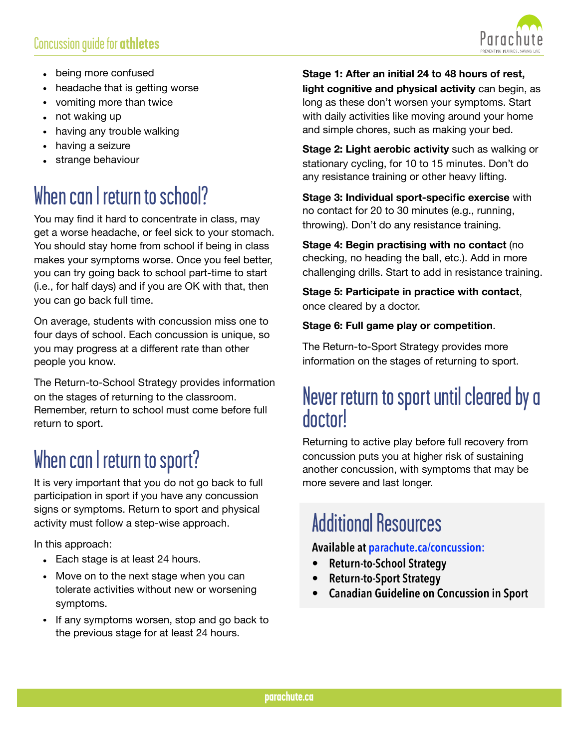- being more confused
- headache that is getting worse
- vomiting more than twice
- not waking up
- having any trouble walking
- having a seizure
- strange behaviour

## When can I return to school?

You may find it hard to concentrate in class, may get a worse headache, or feel sick to your stomach. You should stay home from school if being in class makes your symptoms worse. Once you feel better, you can try going back to school part-time to start (i.e., for half days) and if you are OK with that, then you can go back full time.

On average, students with concussion miss one to four days of school. Each concussion is unique, so you may progress at a different rate than other people you know.

The Return-to-School Strategy provides information on the stages of returning to the classroom. Remember, return to school must come before full return to sport.

## When can I return to sport?

It is very important that you do not go back to full participation in sport if you have any concussion signs or symptoms. Return to sport and physical activity must follow a step-wise approach.

In this approach:

- Each stage is at least 24 hours.
- Move on to the next stage when you can tolerate activities without new or worsening symptoms.
- If any symptoms worsen, stop and go back to the previous stage for at least 24 hours.

**Stage 1: After an initial 24 to 48 hours of rest, light cognitive and physical activity** can begin, as long as these don't worsen your symptoms. Start with daily activities like moving around your home and simple chores, such as making your bed.

**Stage 2: Light aerobic activity** such as walking or stationary cycling, for 10 to 15 minutes. Don't do any resistance training or other heavy lifting.

**Stage 3: Individual sport-specific exercise** with no contact for 20 to 30 minutes (e.g., running, throwing). Don't do any resistance training.

**Stage 4: Begin practising with no contact** (no checking, no heading the ball, etc.). Add in more challenging drills. Start to add in resistance training.

**Stage 5: Participate in practice with contact**, once cleared by a doctor.

**Stage 6: Full game play or competition**.

The Return-to-Sport Strategy provides more information on the stages of returning to sport.

## Never return to sport until cleared by a doctor!

Returning to active play before full recovery from concussion puts you at higher risk of sustaining another concussion, with symptoms that may be more severe and last longer.

## Additional Resources

**Available at parachute.ca/concussion:**

- **Return-to-School Strategy**
- **Return-to-Sport Strategy**
- **Canadian Guideline on Concussion in Sport**